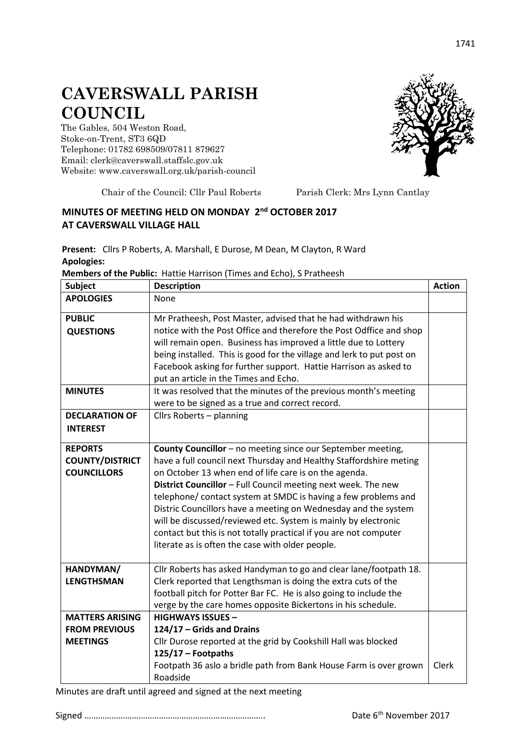# CAVERSWALL PARISH COUNCIL

The Gables, 504 Weston Road,
Stoke-on-Trent, ST3 6QD
Telephone: 01782 698509/07811 879627
Email: clerk@caverswall.staffslc.gov.uk
Website: www.caverswall.org.uk/parish-council

Chair of the Council: Cllr Paul Roberts    Parish Clerk: Mrs Lynn Cantlay

## MINUTES OF MEETING HELD ON MONDAY 2nd OCTOBER 2017 AT CAVERSWALL VILLAGE HALL

**Present:** Cllrs P Roberts, A. Marshall, E Durose, M Dean, M Clayton, R Ward
**Apologies:**
**Members of the Public:** Hattie Harrison (Times and Echo), S Pratheesh

| Subject | Description | Action |
|---|---|---|
| **APOLOGIES** | None | |
| **PUBLIC QUESTIONS** | Mr Pratheesh, Post Master, advised that he had withdrawn his notice with the Post Office and therefore the Post Odffice and shop will remain open. Business has improved a little due to Lottery being installed. This is good for the village and lerk to put post on Facebook asking for further support. Hattie Harrison as asked to put an article in the Times and Echo. | |
| **MINUTES** | It was resolved that the minutes of the previous month's meeting were to be signed as a true and correct record. | |
| **DECLARATION OF INTEREST** | Cllrs Roberts – planning | |
| **REPORTS COUNTY/DISTRICT COUNCILLORS** | **County Councillor** – no meeting since our September meeting, have a full council next Thursday and Healthy Staffordshire meting on October 13 when end of life care is on the agenda.<br>**District Councillor** – Full Council meeting next week. The new telephone/ contact system at SMDC is having a few problems and Distric Councillors have a meeting on Wednesday and the system will be discussed/reviewed etc. System is mainly by electronic contact but this is not totally practical if you are not computer literate as is often the case with older people. | |
| **HANDYMAN/ LENGTHSMAN** | Cllr Roberts has asked Handyman to go and clear lane/footpath 18. Clerk reported that Lengthsman is doing the extra cuts of the football pitch for Potter Bar FC. He is also going to include the verge by the care homes opposite Bickertons in his schedule. | |
| **MATTERS ARISING FROM PREVIOUS MEETINGS** | **HIGHWAYS ISSUES –**<br>**124/17 – Grids and Drains**<br>Cllr Durose reported at the grid by Cookshill Hall was blocked<br>**125/17 – Footpaths**<br>Footpath 36 aslo a bridle path from Bank House Farm is over grown Roadside | Clerk |

Minutes are draft until agreed and signed at the next meeting

Signed …………………………………………………………………..    Date 6th November 2017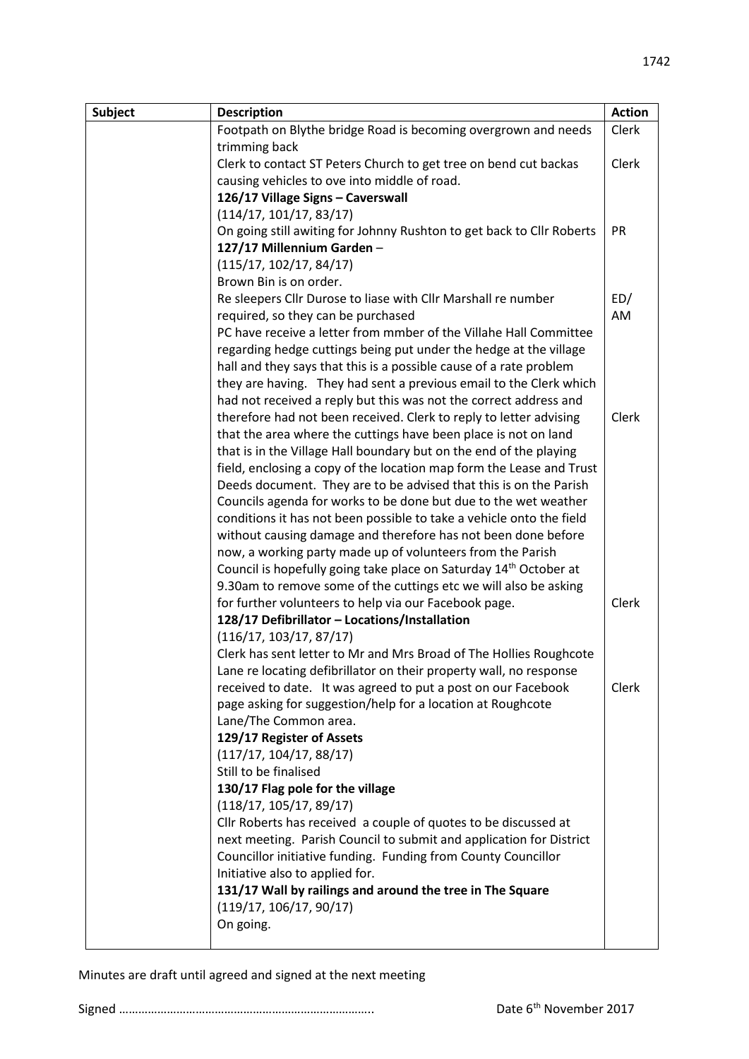| Subject | Description | Action |
|---|---|---|
| | Footpath on Blythe bridge Road is becoming overgrown and needs trimming back | Clerk |
| | Clerk to contact ST Peters Church to get tree on bend cut backas causing vehicles to ove into middle of road. | Clerk |
| | **126/17 Village Signs – Caverswall** | |
| | (114/17, 101/17, 83/17) | |
| | On going still awiting for Johnny Rushton to get back to Cllr Roberts | PR |
| | **127/17 Millennium Garden –** | |
| | (115/17, 102/17, 84/17) | |
| | Brown Bin is on order. | |
| | Re sleepers Cllr Durose to liase with Cllr Marshall re number required, so they can be purchased | ED/ AM |
| | PC have receive a letter from mmber of the Villahe Hall Committee regarding hedge cuttings being put under the hedge at the village hall and they says that this is a possible cause of a rate problem they are having. They had sent a previous email to the Clerk which had not received a reply but this was not the correct address and therefore had not been received. Clerk to reply to letter advising that the area where the cuttings have been place is not on land that is in the Village Hall boundary but on the end of the playing field, enclosing a copy of the location map form the Lease and Trust Deeds document. They are to be advised that this is on the Parish Councils agenda for works to be done but due to the wet weather conditions it has not been possible to take a vehicle onto the field without causing damage and therefore has not been done before now, a working party made up of volunteers from the Parish Council is hopefully going take place on Saturday 14th October at 9.30am to remove some of the cuttings etc we will also be asking for further volunteers to help via our Facebook page. | Clerk<br>Clerk |
| | **128/17 Defibrillator – Locations/Installation** | |
| | (116/17, 103/17, 87/17) | |
| | Clerk has sent letter to Mr and Mrs Broad of The Hollies Roughcote Lane re locating defibrillator on their property wall, no response received to date. It was agreed to put a post on our Facebook page asking for suggestion/help for a location at Roughcote Lane/The Common area. | Clerk |
| | **129/17 Register of Assets** | |
| | (117/17, 104/17, 88/17) | |
| | Still to be finalised | |
| | **130/17 Flag pole for the village** | |
| | (118/17, 105/17, 89/17) | |
| | Cllr Roberts has received a couple of quotes to be discussed at next meeting. Parish Council to submit and application for District Councillor initiative funding. Funding from County Councillor Initiative also to applied for. | |
| | **131/17 Wall by railings and around the tree in The Square** | |
| | (119/17, 106/17, 90/17) | |
| | On going. | |

Minutes are draft until agreed and signed at the next meeting

Signed …………………………………………………………………..                Date 6th November 2017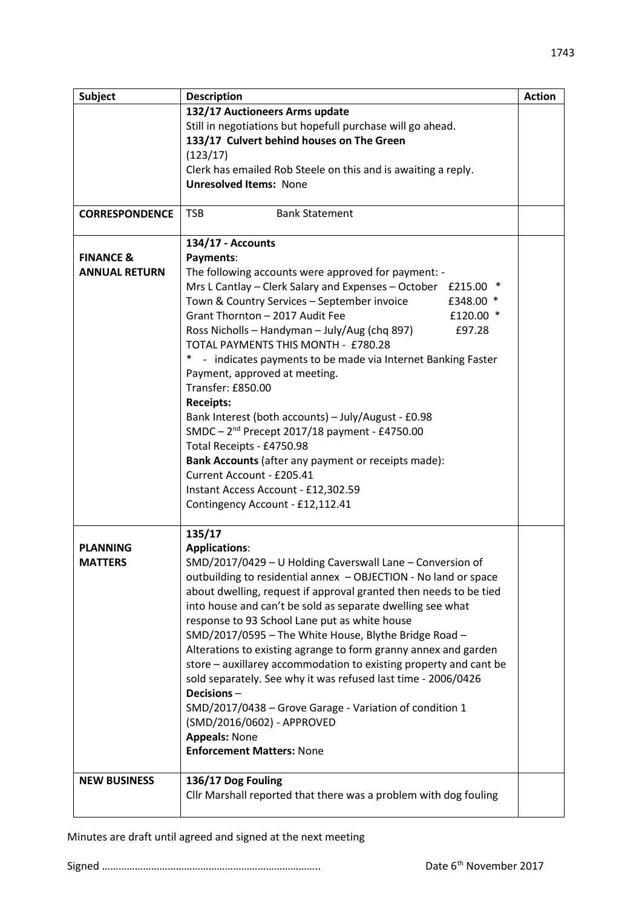| Subject | Description | Action |
|---|---|---|
| | **132/17 Auctioneers Arms update**<br>Still in negotiations but hopefull purchase will go ahead.<br>**133/17 Culvert behind houses on The Green**<br>(123/17)<br>Clerk has emailed Rob Steele on this and is awaiting a reply.<br>**Unresolved Items:** None | |
| **CORRESPONDENCE** | TSB Bank Statement | |
| **FINANCE & ANNUAL RETURN** | **134/17 - Accounts**<br>**Payments**:<br>The following accounts were approved for payment: -<br>Mrs L Cantlay – Clerk Salary and Expenses – October £215.00 *<br>Town & Country Services – September invoice £348.00 *<br>Grant Thornton – 2017 Audit Fee £120.00 *<br>Ross Nicholls – Handyman – July/Aug (chq 897) £97.28<br>TOTAL PAYMENTS THIS MONTH - £780.28<br>* - indicates payments to be made via Internet Banking Faster Payment, approved at meeting.<br>Transfer: £850.00<br>**Receipts:**<br>Bank Interest (both accounts) – July/August - £0.98<br>SMDC – 2nd Precept 2017/18 payment - £4750.00<br>Total Receipts - £4750.98<br>**Bank Accounts** (after any payment or receipts made):<br>Current Account - £205.41<br>Instant Access Account - £12,302.59<br>Contingency Account - £12,112.41 | |
| **PLANNING MATTERS** | **135/17**<br>**Applications**:<br>SMD/2017/0429 – U Holding Caverswall Lane – Conversion of outbuilding to residential annex – OBJECTION - No land or space about dwelling, request if approval granted then needs to be tied into house and can't be sold as separate dwelling see what response to 93 School Lane put as white house<br>SMD/2017/0595 – The White House, Blythe Bridge Road – Alterations to existing agrange to form granny annex and garden store – auxillarey accommodation to existing property and cant be sold separately. See why it was refused last time - 2006/0426<br>**Decisions** –<br>SMD/2017/0438 – Grove Garage - Variation of condition 1 (SMD/2016/0602) - APPROVED<br>**Appeals:** None<br>**Enforcement Matters:** None | |
| **NEW BUSINESS** | **136/17 Dog Fouling**<br>Cllr Marshall reported that there was a problem with dog fouling | |

Minutes are draft until agreed and signed at the next meeting

Signed ……………………………………………………………………. Date 6th November 2017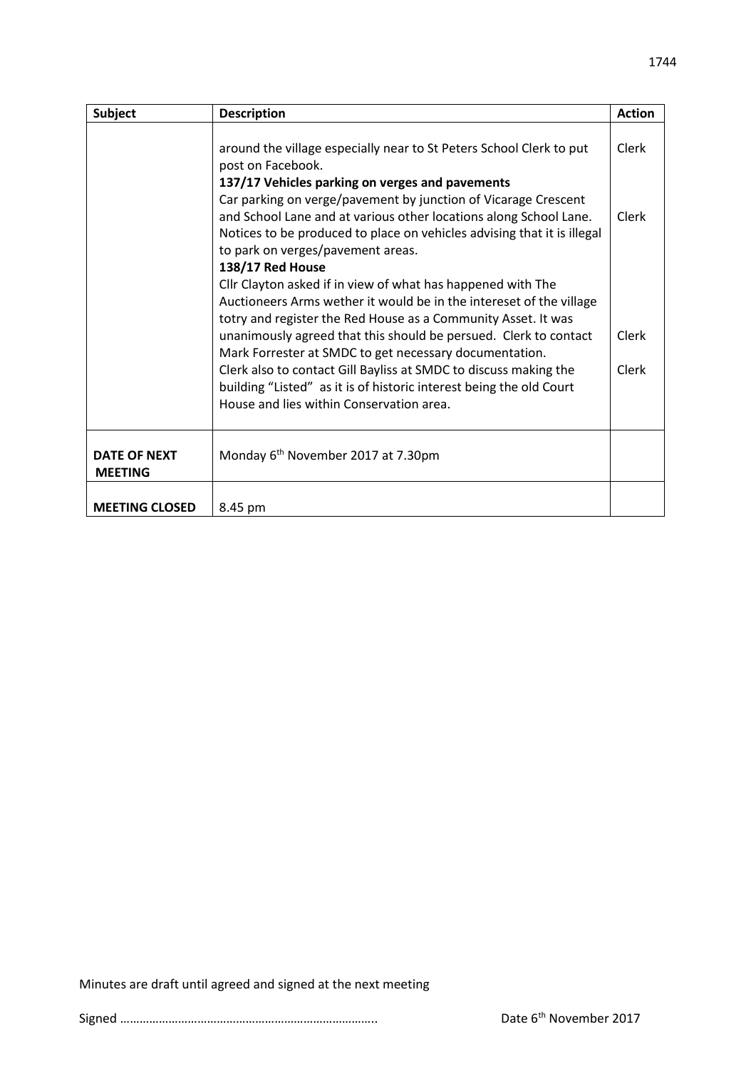| Subject | Description | Action |
|---|---|---|
| | around the village especially near to St Peters School Clerk to put post on Facebook. | Clerk |
| | **137/17 Vehicles parking on verges and pavements** Car parking on verge/pavement by junction of Vicarage Crescent and School Lane and at various other locations along School Lane. Notices to be produced to place on vehicles advising that it is illegal to park on verges/pavement areas. | Clerk |
| | **138/17 Red House** Cllr Clayton asked if in view of what has happened with The Auctioneers Arms wether it would be in the intereset of the village totry and register the Red House as a Community Asset. It was unanimously agreed that this should be persued. Clerk to contact Mark Forrester at SMDC to get necessary documentation. | Clerk |
| | Clerk also to contact Gill Bayliss at SMDC to discuss making the building "Listed" as it is of historic interest being the old Court House and lies within Conservation area. | Clerk |
| **DATE OF NEXT MEETING** | Monday 6th November 2017 at 7.30pm | |
| **MEETING CLOSED** | 8.45 pm | |

Minutes are draft until agreed and signed at the next meeting

Signed …………………………………………………………………..                Date 6th November 2017